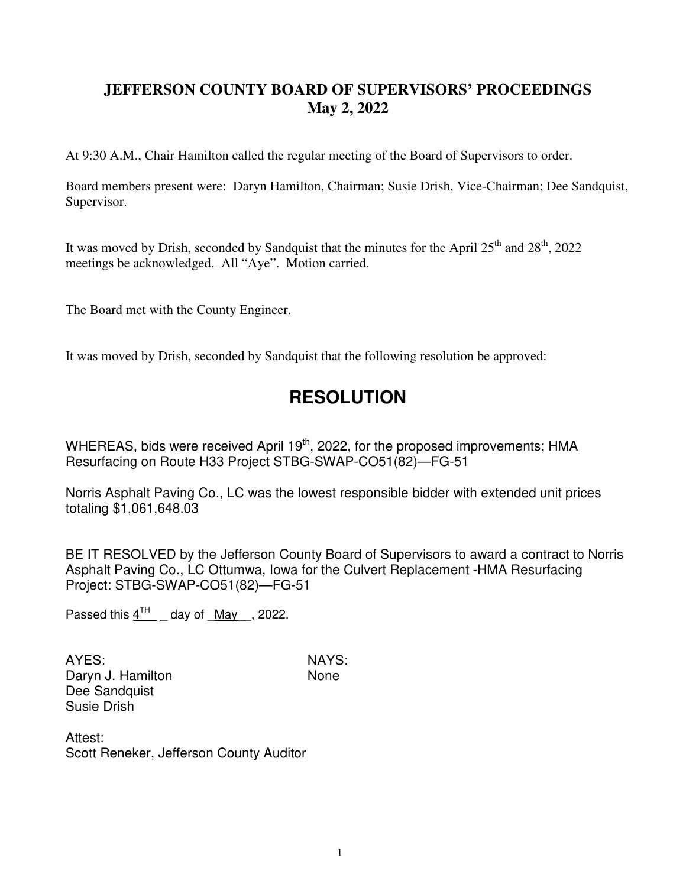# JEFFERSON COUNTY BOARD OF SUPERVISORS' PROCEEDINGS
## May 2, 2022

At 9:30 A.M., Chair Hamilton called the regular meeting of the Board of Supervisors to order.

Board members present were: Daryn Hamilton, Chairman; Susie Drish, Vice-Chairman; Dee Sandquist, Supervisor.

It was moved by Drish, seconded by Sandquist that the minutes for the April 25th and 28th, 2022 meetings be acknowledged. All "Aye". Motion carried.

The Board met with the County Engineer.

It was moved by Drish, seconded by Sandquist that the following resolution be approved:

## RESOLUTION

WHEREAS, bids were received April 19th, 2022, for the proposed improvements; HMA Resurfacing on Route H33 Project STBG-SWAP-CO51(82)—FG-51

Norris Asphalt Paving Co., LC was the lowest responsible bidder with extended unit prices totaling $1,061,648.03

BE IT RESOLVED by the Jefferson County Board of Supervisors to award a contract to Norris Asphalt Paving Co., LC Ottumwa, Iowa for the Culvert Replacement -HMA Resurfacing Project: STBG-SWAP-CO51(82)—FG-51

Passed this 4TH _ day of _May__, 2022.

| AYES: | NAYS: |
|---|---|
| Daryn J. Hamilton | None |
| Dee Sandquist | |
| Susie Drish | |

Attest:
Scott Reneker, Jefferson County Auditor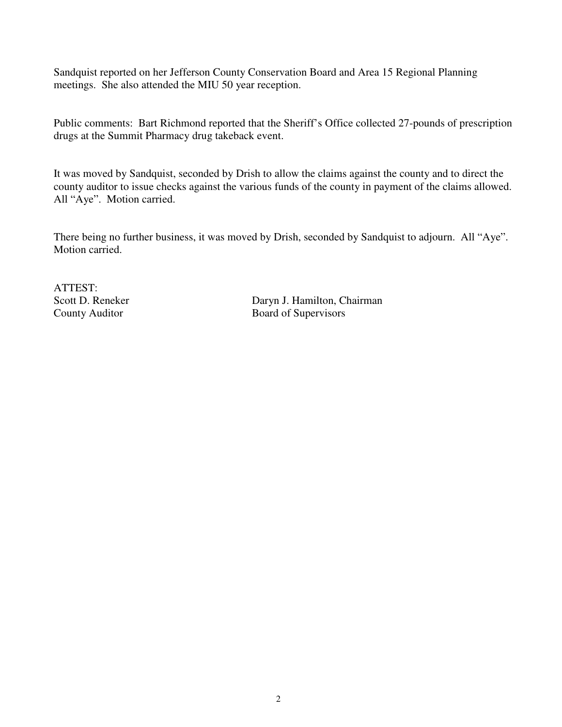Sandquist reported on her Jefferson County Conservation Board and Area 15 Regional Planning meetings. She also attended the MIU 50 year reception.

Public comments: Bart Richmond reported that the Sheriff's Office collected 27-pounds of prescription drugs at the Summit Pharmacy drug takeback event.

It was moved by Sandquist, seconded by Drish to allow the claims against the county and to direct the county auditor to issue checks against the various funds of the county in payment of the claims allowed. All "Aye". Motion carried.

There being no further business, it was moved by Drish, seconded by Sandquist to adjourn. All "Aye". Motion carried.

ATTEST:

| | |
|---|---|
| Scott D. Reneker | Daryn J. Hamilton, Chairman |
| County Auditor | Board of Supervisors |